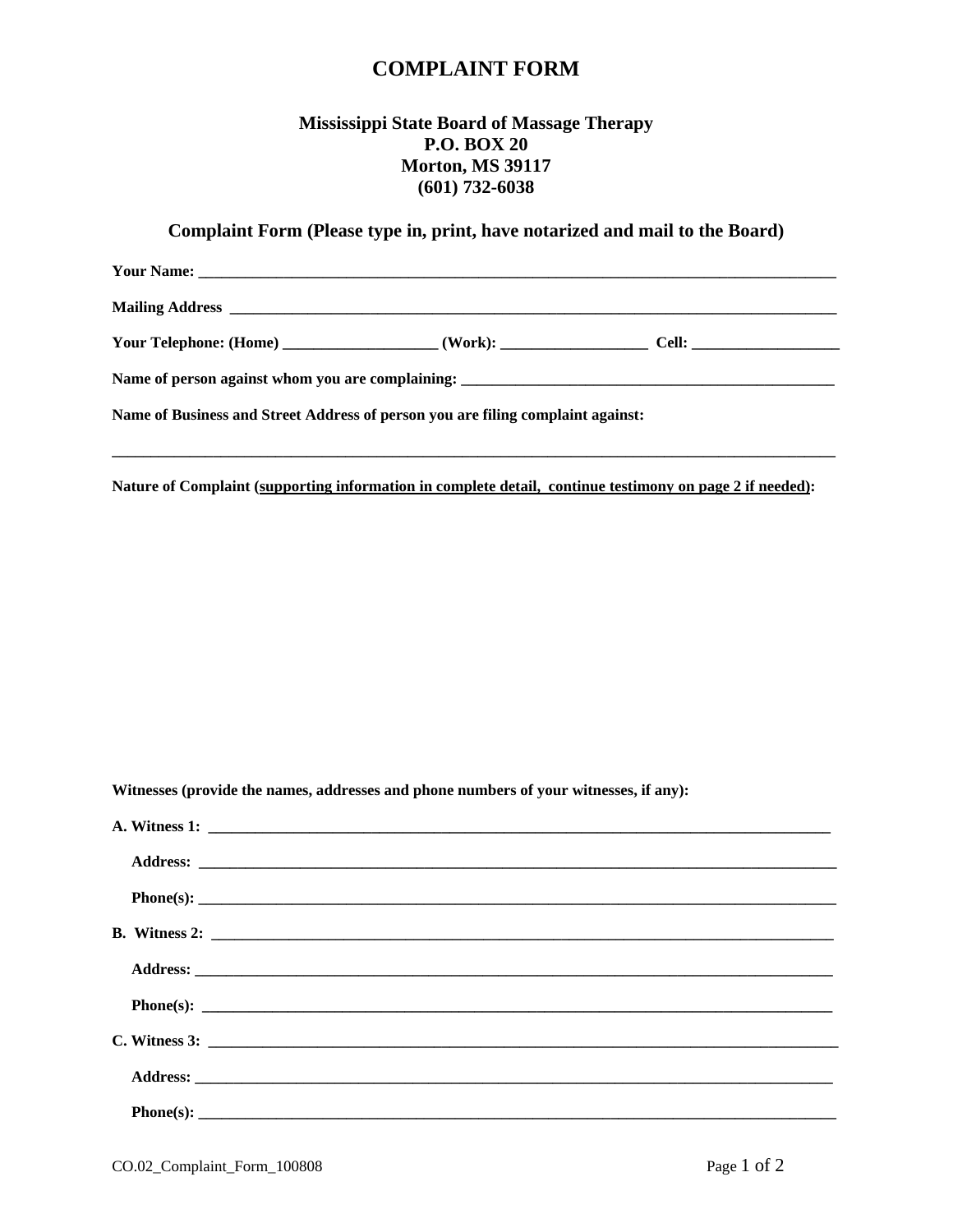# COMPLAINT FORM

### Mississippi State Board of Massage Therapy
### P.O. BOX 20
### Morton, MS 39117
### (601) 732-6038

### Complaint Form (Please type in, print, have notarized and mail to the Board)

**Your Name:** ______________________________________________________________________________

**Mailing Address** __________________________________________________________________________

**Your Telephone: (Home)** ____________________ **(Work):** ___________________ **Cell:** ___________________

**Name of person against whom you are complaining:** _________________________________________________

**Name of Business and Street Address of person you are filing complaint against:**

______________________________________________________________________________________________

**Nature of Complaint (<u>supporting information in complete detail, continue testimony on page 2 if needed</u>):**

**Witnesses (provide the names, addresses and phone numbers of your witnesses, if any):**

**A. Witness 1:** ____________________________________________________________________________

**Address:** ______________________________________________________________________________

**Phone(s):** ______________________________________________________________________________

**B. Witness 2:** ____________________________________________________________________________

**Address:** ______________________________________________________________________________

**Phone(s):** ______________________________________________________________________________

**C. Witness 3:** ____________________________________________________________________________

**Address:** ______________________________________________________________________________

**Phone(s):** ______________________________________________________________________________

CO.02_Complaint_Form_100808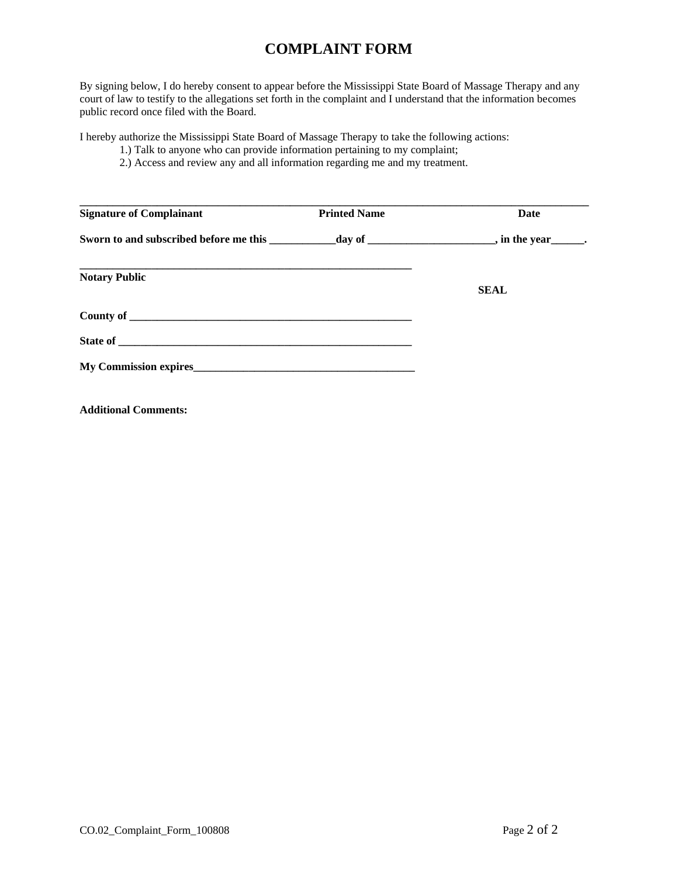# COMPLAINT FORM

By signing below, I do hereby consent to appear before the Mississippi State Board of Massage Therapy and any court of law to testify to the allegations set forth in the complaint and I understand that the information becomes public record once filed with the Board.

I hereby authorize the Mississippi State Board of Massage Therapy to take the following actions:

1.) Talk to anyone who can provide information pertaining to my complaint;
2.) Access and review any and all information regarding me and my treatment.

_____________________________________________________________________________________

**Signature of Complainant** **Printed Name** **Date**

**Sworn to and subscribed before me this ____________day of _______________________, in the year______.**

_____________________________________________________________

**Notary Public**

**SEAL**

**County of _______________________________________________________**

**State of _________________________________________________________**

**My Commission expires_________________________________________**

**Additional Comments:**